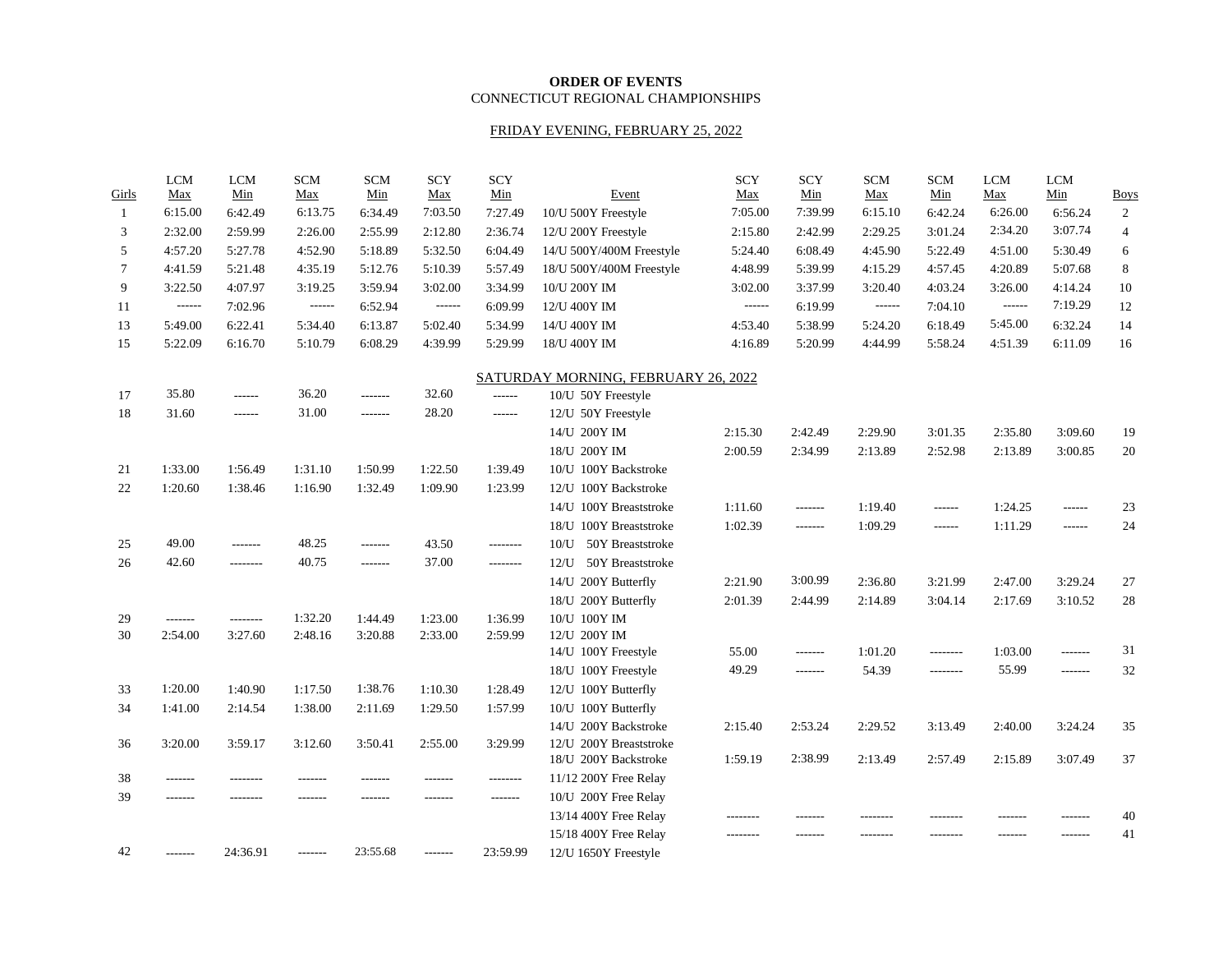**ORDER OF EVENTS**
CONNECTICUT REGIONAL CHAMPIONSHIPS

FRIDAY EVENING, FEBRUARY 25, 2022

| Girls | LCM Max | LCM Min | SCM Max | SCM Min | SCY Max | SCY Min | Event | SCY Max | SCY Min | SCM Max | SCM Min | LCM Max | LCM Min | Boys |
|---|---|---|---|---|---|---|---|---|---|---|---|---|---|---|
| 1 | 6:15.00 | 6:42.49 | 6:13.75 | 6:34.49 | 7:03.50 | 7:27.49 | 10/U 500Y Freestyle | 7:05.00 | 7:39.99 | 6:15.10 | 6:42.24 | 6:26.00 | 6:56.24 | 2 |
| 3 | 2:32.00 | 2:59.99 | 2:26.00 | 2:55.99 | 2:12.80 | 2:36.74 | 12/U 200Y Freestyle | 2:15.80 | 2:42.99 | 2:29.25 | 3:01.24 | 2:34.20 | 3:07.74 | 4 |
| 5 | 4:57.20 | 5:27.78 | 4:52.90 | 5:18.89 | 5:32.50 | 6:04.49 | 14/U 500Y/400M Freestyle | 5:24.40 | 6:08.49 | 4:45.90 | 5:22.49 | 4:51.00 | 5:30.49 | 6 |
| 7 | 4:41.59 | 5:21.48 | 4:35.19 | 5:12.76 | 5:10.39 | 5:57.49 | 18/U 500Y/400M Freestyle | 4:48.99 | 5:39.99 | 4:15.29 | 4:57.45 | 4:20.89 | 5:07.68 | 8 |
| 9 | 3:22.50 | 4:07.97 | 3:19.25 | 3:59.94 | 3:02.00 | 3:34.99 | 10/U 200Y IM | 3:02.00 | 3:37.99 | 3:20.40 | 4:03.24 | 3:26.00 | 4:14.24 | 10 |
| 11 | ------ | 7:02.96 | ------ | 6:52.94 | ------ | 6:09.99 | 12/U 400Y IM | ------ | 6:19.99 | ------ | 7:04.10 | ------ | 7:19.29 | 12 |
| 13 | 5:49.00 | 6:22.41 | 5:34.40 | 6:13.87 | 5:02.40 | 5:34.99 | 14/U 400Y IM | 4:53.40 | 5:38.99 | 5:24.20 | 6:18.49 | 5:45.00 | 6:32.24 | 14 |
| 15 | 5:22.09 | 6:16.70 | 5:10.79 | 6:08.29 | 4:39.99 | 5:29.99 | 18/U 400Y IM | 4:16.89 | 5:20.99 | 4:44.99 | 5:58.24 | 4:51.39 | 6:11.09 | 16 |

SATURDAY MORNING, FEBRUARY 26, 2022

| Girls | LCM Max | LCM Min | SCM Max | SCM Min | SCY Max | SCY Min | Event | SCY Max | SCY Min | SCM Max | SCM Min | LCM Max | LCM Min | Boys |
|---|---|---|---|---|---|---|---|---|---|---|---|---|---|---|
| 17 | 35.80 | ------ | 36.20 | ------- | 32.60 | ------ | 10/U 50Y Freestyle | | | | | | | |
| 18 | 31.60 | ------ | 31.00 | ------- | 28.20 | ------ | 12/U 50Y Freestyle | | | | | | | |
| | | | | | | | 14/U 200Y IM | 2:15.30 | 2:42.49 | 2:29.90 | 3:01.35 | 2:35.80 | 3:09.60 | 19 |
| | | | | | | | 18/U 200Y IM | 2:00.59 | 2:34.99 | 2:13.89 | 2:52.98 | 2:13.89 | 3:00.85 | 20 |
| 21 | 1:33.00 | 1:56.49 | 1:31.10 | 1:50.99 | 1:22.50 | 1:39.49 | 10/U 100Y Backstroke | | | | | | | |
| 22 | 1:20.60 | 1:38.46 | 1:16.90 | 1:32.49 | 1:09.90 | 1:23.99 | 12/U 100Y Backstroke | | | | | | | |
| | | | | | | | 14/U 100Y Breaststroke | 1:11.60 | ------- | 1:19.40 | ------ | 1:24.25 | ------ | 23 |
| | | | | | | | 18/U 100Y Breaststroke | 1:02.39 | ------- | 1:09.29 | ------ | 1:11.29 | ------ | 24 |
| 25 | 49.00 | ------- | 48.25 | ------- | 43.50 | -------- | 10/U 50Y Breaststroke | | | | | | | |
| 26 | 42.60 | -------- | 40.75 | ------- | 37.00 | -------- | 12/U 50Y Breaststroke | | | | | | | |
| | | | | | | | 14/U 200Y Butterfly | 2:21.90 | 3:00.99 | 2:36.80 | 3:21.99 | 2:47.00 | 3:29.24 | 27 |
| | | | | | | | 18/U 200Y Butterfly | 2:01.39 | 2:44.99 | 2:14.89 | 3:04.14 | 2:17.69 | 3:10.52 | 28 |
| 29 | ------- | -------- | 1:32.20 | 1:44.49 | 1:23.00 | 1:36.99 | 10/U 100Y IM | | | | | | | |
| 30 | 2:54.00 | 3:27.60 | 2:48.16 | 3:20.88 | 2:33.00 | 2:59.99 | 12/U 200Y IM | | | | | | | |
| | | | | | | | 14/U 100Y Freestyle | 55.00 | ------- | 1:01.20 | -------- | 1:03.00 | ------- | 31 |
| | | | | | | | 18/U 100Y Freestyle | 49.29 | ------- | 54.39 | -------- | 55.99 | ------- | 32 |
| 33 | 1:20.00 | 1:40.90 | 1:17.50 | 1:38.76 | 1:10.30 | 1:28.49 | 12/U 100Y Butterfly | | | | | | | |
| 34 | 1:41.00 | 2:14.54 | 1:38.00 | 2:11.69 | 1:29.50 | 1:57.99 | 10/U 100Y Butterfly | | | | | | | |
| | | | | | | | 14/U 200Y Backstroke | 2:15.40 | 2:53.24 | 2:29.52 | 3:13.49 | 2:40.00 | 3:24.24 | 35 |
| 36 | 3:20.00 | 3:59.17 | 3:12.60 | 3:50.41 | 2:55.00 | 3:29.99 | 12/U 200Y Breaststroke | | | | | | | |
| | | | | | | | 18/U 200Y Backstroke | 1:59.19 | 2:38.99 | 2:13.49 | 2:57.49 | 2:15.89 | 3:07.49 | 37 |
| 38 | ------- | -------- | ------- | ------- | ------- | -------- | 11/12 200Y Free Relay | | | | | | | |
| 39 | ------- | -------- | ------- | ------- | ------- | ------- | 10/U 200Y Free Relay | | | | | | | |
| | | | | | | | 13/14 400Y Free Relay | -------- | ------- | -------- | -------- | ------- | ------- | 40 |
| | | | | | | | 15/18 400Y Free Relay | -------- | ------- | -------- | -------- | ------- | ------- | 41 |
| 42 | ------- | 24:36.91 | ------- | 23:55.68 | ------- | 23:59.99 | 12/U 1650Y Freestyle | | | | | | | |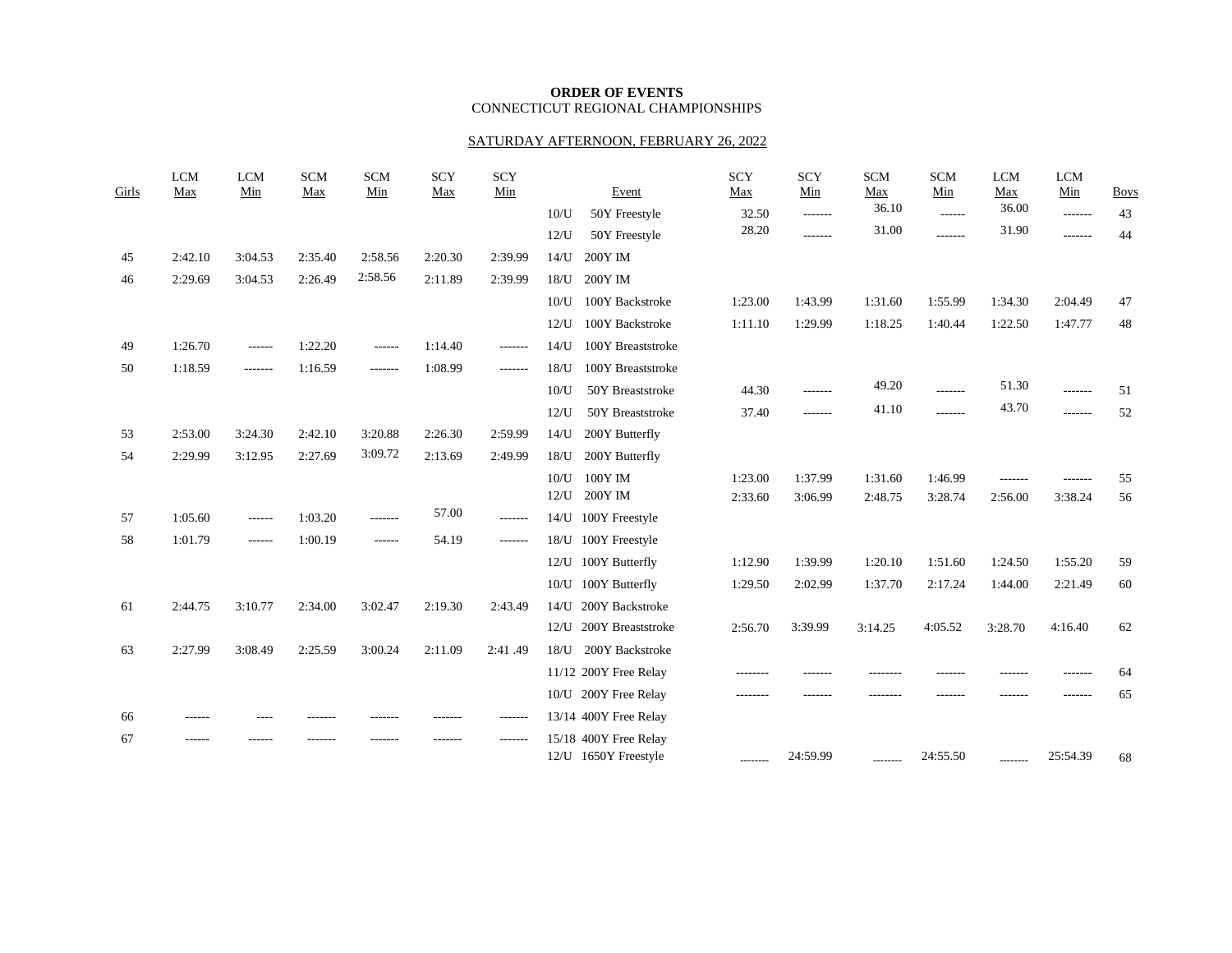**ORDER OF EVENTS**
CONNECTICUT REGIONAL CHAMPIONSHIPS

SATURDAY AFTERNOON, FEBRUARY 26, 2022

| Girls | LCM Max | LCM Min | SCM Max | SCM Min | SCY Max | SCY Min | Event | SCY Max | SCY Min | SCM Max | SCM Min | LCM Max | LCM Min | Boys |
|---|---|---|---|---|---|---|---|---|---|---|---|---|---|---|
| | | | | | | | 10/U 50Y Freestyle | 32.50 | ------- | 36.10 | ------ | 36.00 | ------- | 43 |
| | | | | | | | 12/U 50Y Freestyle | 28.20 | ------- | 31.00 | ------- | 31.90 | ------- | 44 |
| 45 | 2:42.10 | 3:04.53 | 2:35.40 | 2:58.56 | 2:20.30 | 2:39.99 | 14/U 200Y IM | | | | | | | |
| 46 | 2:29.69 | 3:04.53 | 2:26.49 | 2:58.56 | 2:11.89 | 2:39.99 | 18/U 200Y IM | | | | | | | |
| | | | | | | | 10/U 100Y Backstroke | 1:23.00 | 1:43.99 | 1:31.60 | 1:55.99 | 1:34.30 | 2:04.49 | 47 |
| | | | | | | | 12/U 100Y Backstroke | 1:11.10 | 1:29.99 | 1:18.25 | 1:40.44 | 1:22.50 | 1:47.77 | 48 |
| 49 | 1:26.70 | ------ | 1:22.20 | ------ | 1:14.40 | ------- | 14/U 100Y Breaststroke | | | | | | | |
| 50 | 1:18.59 | ------- | 1:16.59 | ------- | 1:08.99 | ------- | 18/U 100Y Breaststroke | | | | | | | |
| | | | | | | | 10/U 50Y Breaststroke | 44.30 | ------- | 49.20 | ------- | 51.30 | ------- | 51 |
| | | | | | | | 12/U 50Y Breaststroke | 37.40 | ------- | 41.10 | ------- | 43.70 | ------- | 52 |
| 53 | 2:53.00 | 3:24.30 | 2:42.10 | 3:20.88 | 2:26.30 | 2:59.99 | 14/U 200Y Butterfly | | | | | | | |
| 54 | 2:29.99 | 3:12.95 | 2:27.69 | 3:09.72 | 2:13.69 | 2:49.99 | 18/U 200Y Butterfly | | | | | | | |
| | | | | | | | 10/U 100Y IM | 1:23.00 | 1:37.99 | 1:31.60 | 1:46.99 | ------- | ------- | 55 |
| | | | | | | | 12/U 200Y IM | 2:33.60 | 3:06.99 | 2:48.75 | 3:28.74 | 2:56.00 | 3:38.24 | 56 |
| 57 | 1:05.60 | ------ | 1:03.20 | ------- | 57.00 | ------- | 14/U 100Y Freestyle | | | | | | | |
| 58 | 1:01.79 | ------ | 1:00.19 | ------ | 54.19 | ------- | 18/U 100Y Freestyle | | | | | | | |
| | | | | | | | 12/U 100Y Butterfly | 1:12.90 | 1:39.99 | 1:20.10 | 1:51.60 | 1:24.50 | 1:55.20 | 59 |
| | | | | | | | 10/U 100Y Butterfly | 1:29.50 | 2:02.99 | 1:37.70 | 2:17.24 | 1:44.00 | 2:21.49 | 60 |
| 61 | 2:44.75 | 3:10.77 | 2:34.00 | 3:02.47 | 2:19.30 | 2:43.49 | 14/U 200Y Backstroke | | | | | | | |
| | | | | | | | 12/U 200Y Breaststroke | 2:56.70 | 3:39.99 | 3:14.25 | 4:05.52 | 3:28.70 | 4:16.40 | 62 |
| 63 | 2:27.99 | 3:08.49 | 2:25.59 | 3:00.24 | 2:11.09 | 2:41 .49 | 18/U 200Y Backstroke | | | | | | | |
| | | | | | | | 11/12 200Y Free Relay | -------- | ------- | -------- | ------- | ------- | ------- | 64 |
| | | | | | | | 10/U 200Y Free Relay | -------- | ------- | -------- | ------- | ------- | ------- | 65 |
| 66 | ------ | ---- | ------- | ------- | ------- | ------- | 13/14 400Y Free Relay | | | | | | | |
| 67 | ------ | ------ | ------- | ------- | ------- | ------- | 15/18 400Y Free Relay | | | | | | | |
| | | | | | | | 12/U 1650Y Freestyle | -------- | 24:59.99 | -------- | 24:55.50 | -------- | 25:54.39 | 68 |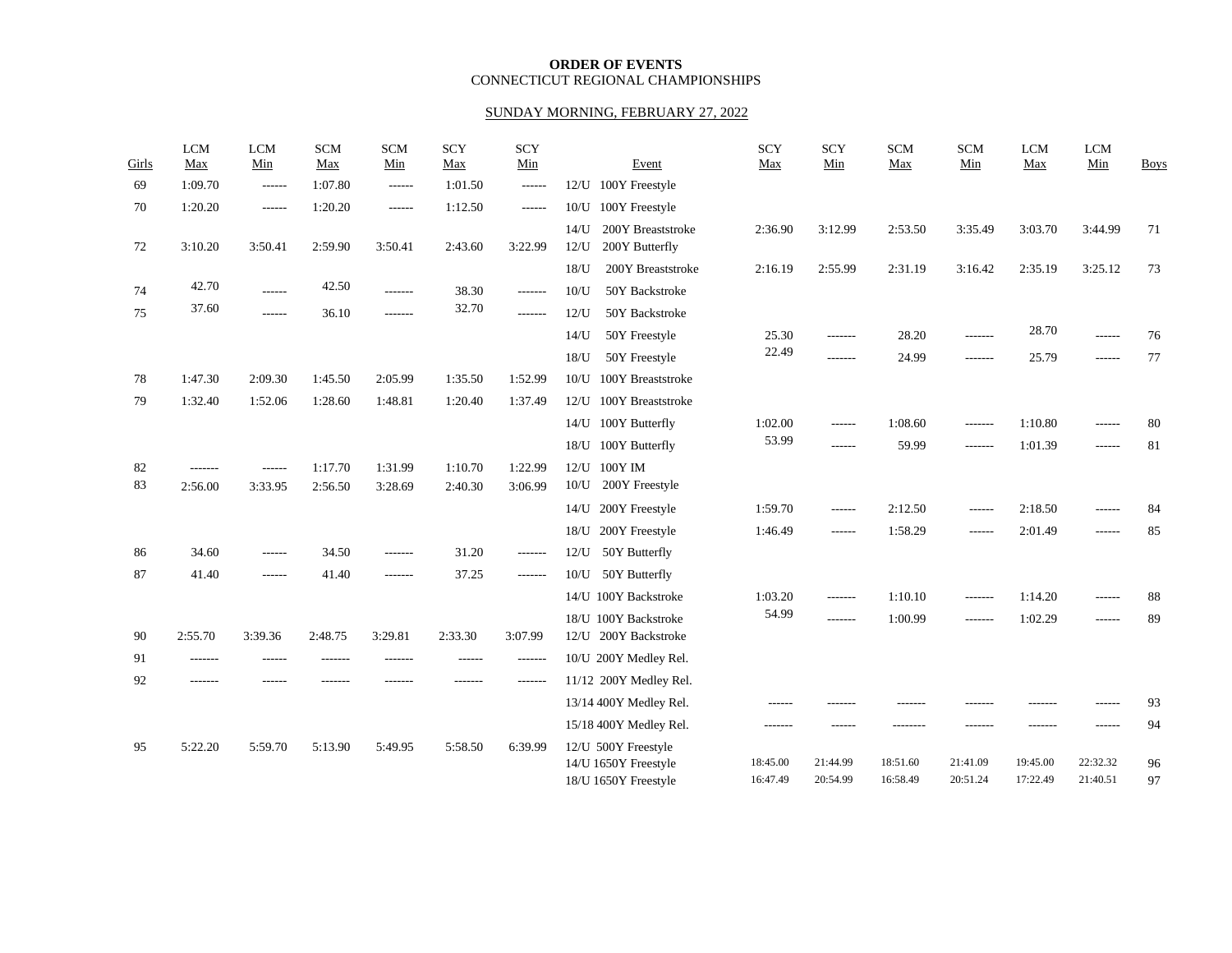**ORDER OF EVENTS**
CONNECTICUT REGIONAL CHAMPIONSHIPS

SUNDAY MORNING, FEBRUARY 27, 2022

| Girls | LCM Max | LCM Min | SCM Max | SCM Min | SCY Max | SCY Min | Event | SCY Max | SCY Min | SCM Max | SCM Min | LCM Max | LCM Min | Boys |
|---|---|---|---|---|---|---|---|---|---|---|---|---|---|---|
| 69 | 1:09.70 | ------ | 1:07.80 | ------ | 1:01.50 | ------ | 12/U 100Y Freestyle | | | | | | | |
| 70 | 1:20.20 | ------ | 1:20.20 | ------ | 1:12.50 | ------ | 10/U 100Y Freestyle | | | | | | | |
| | | | | | | | 14/U 200Y Breaststroke | 2:36.90 | 3:12.99 | 2:53.50 | 3:35.49 | 3:03.70 | 3:44.99 | 71 |
| 72 | 3:10.20 | 3:50.41 | 2:59.90 | 3:50.41 | 2:43.60 | 3:22.99 | 12/U 200Y Butterfly | | | | | | | |
| | | | | | | | 18/U 200Y Breaststroke | 2:16.19 | 2:55.99 | 2:31.19 | 3:16.42 | 2:35.19 | 3:25.12 | 73 |
| 74 | 42.70 | ------ | 42.50 | ------- | 38.30 | ------- | 10/U 50Y Backstroke | | | | | | | |
| 75 | 37.60 | ------ | 36.10 | ------- | 32.70 | ------- | 12/U 50Y Backstroke | | | | | | | |
| | | | | | | | 14/U 50Y Freestyle | 25.30 | ------- | 28.20 | ------- | 28.70 | ------ | 76 |
| | | | | | | | 18/U 50Y Freestyle | 22.49 | ------- | 24.99 | ------- | 25.79 | ------ | 77 |
| 78 | 1:47.30 | 2:09.30 | 1:45.50 | 2:05.99 | 1:35.50 | 1:52.99 | 10/U 100Y Breaststroke | | | | | | | |
| 79 | 1:32.40 | 1:52.06 | 1:28.60 | 1:48.81 | 1:20.40 | 1:37.49 | 12/U 100Y Breaststroke | | | | | | | |
| | | | | | | | 14/U 100Y Butterfly | 1:02.00 | ------ | 1:08.60 | ------- | 1:10.80 | ------ | 80 |
| | | | | | | | 18/U 100Y Butterfly | 53.99 | ------ | 59.99 | ------- | 1:01.39 | ------ | 81 |
| 82 | ------- | ------ | 1:17.70 | 1:31.99 | 1:10.70 | 1:22.99 | 12/U 100Y IM | | | | | | | |
| 83 | 2:56.00 | 3:33.95 | 2:56.50 | 3:28.69 | 2:40.30 | 3:06.99 | 10/U 200Y Freestyle | | | | | | | |
| | | | | | | | 14/U 200Y Freestyle | 1:59.70 | ------ | 2:12.50 | ------ | 2:18.50 | ------ | 84 |
| | | | | | | | 18/U 200Y Freestyle | 1:46.49 | ------ | 1:58.29 | ------ | 2:01.49 | ------ | 85 |
| 86 | 34.60 | ------ | 34.50 | ------- | 31.20 | ------- | 12/U 50Y Butterfly | | | | | | | |
| 87 | 41.40 | ------ | 41.40 | ------- | 37.25 | ------- | 10/U 50Y Butterfly | | | | | | | |
| | | | | | | | 14/U 100Y Backstroke | 1:03.20 | ------- | 1:10.10 | ------- | 1:14.20 | ------ | 88 |
| | | | | | | | 18/U 100Y Backstroke | 54.99 | ------- | 1:00.99 | ------- | 1:02.29 | ------ | 89 |
| 90 | 2:55.70 | 3:39.36 | 2:48.75 | 3:29.81 | 2:33.30 | 3:07.99 | 12/U 200Y Backstroke | | | | | | | |
| 91 | ------- | ------ | ------- | ------- | ------ | ------- | 10/U 200Y Medley Rel. | | | | | | | |
| 92 | ------- | ------ | ------- | ------- | ------- | ------- | 11/12 200Y Medley Rel. | | | | | | | |
| | | | | | | | 13/14 400Y Medley Rel. | ------ | ------- | ------- | ------- | ------- | ------ | 93 |
| | | | | | | | 15/18 400Y Medley Rel. | ------- | ------ | -------- | ------- | ------- | ------ | 94 |
| 95 | 5:22.20 | 5:59.70 | 5:13.90 | 5:49.95 | 5:58.50 | 6:39.99 | 12/U 500Y Freestyle | | | | | | | |
| | | | | | | | 14/U 1650Y Freestyle | 18:45.00 | 21:44.99 | 18:51.60 | 21:41.09 | 19:45.00 | 22:32.32 | 96 |
| | | | | | | | 18/U 1650Y Freestyle | 16:47.49 | 20:54.99 | 16:58.49 | 20:51.24 | 17:22.49 | 21:40.51 | 97 |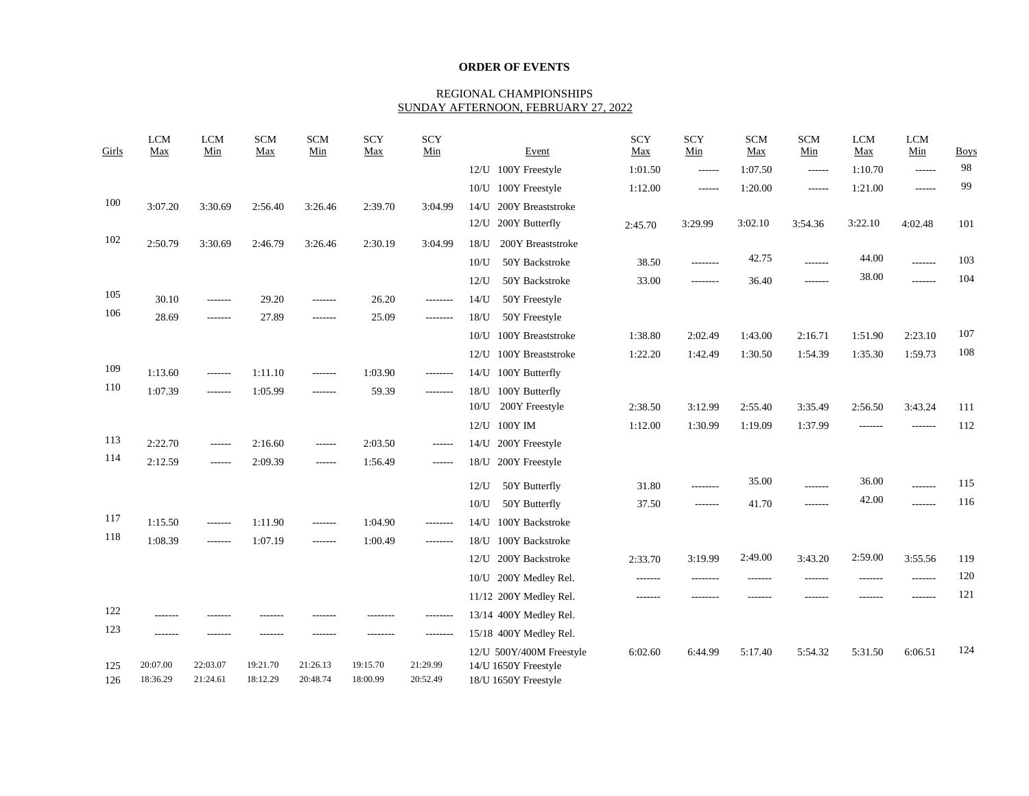**ORDER OF EVENTS**

REGIONAL CHAMPIONSHIPS
SUNDAY AFTERNOON, FEBRUARY 27, 2022

| Girls | LCM Max | LCM Min | SCM Max | SCM Min | SCY Max | SCY Min | Event | SCY Max | SCY Min | SCM Max | SCM Min | LCM Max | LCM Min | Boys |
|---|---|---|---|---|---|---|---|---|---|---|---|---|---|---|
| | | | | | | | 12/U 100Y Freestyle | 1:01.50 | ------ | 1:07.50 | ------ | 1:10.70 | ------ | 98 |
| | | | | | | | 10/U 100Y Freestyle | 1:12.00 | ------ | 1:20.00 | ------ | 1:21.00 | ------ | 99 |
| 100 | 3:07.20 | 3:30.69 | 2:56.40 | 3:26.46 | 2:39.70 | 3:04.99 | 14/U 200Y Breaststroke | | | | | | | |
| | | | | | | | 12/U 200Y Butterfly | 2:45.70 | 3:29.99 | 3:02.10 | 3:54.36 | 3:22.10 | 4:02.48 | 101 |
| 102 | 2:50.79 | 3:30.69 | 2:46.79 | 3:26.46 | 2:30.19 | 3:04.99 | 18/U 200Y Breaststroke | | | | | | | |
| | | | | | | | 10/U 50Y Backstroke | 38.50 | -------- | 42.75 | ------- | 44.00 | ------- | 103 |
| | | | | | | | 12/U 50Y Backstroke | 33.00 | -------- | 36.40 | ------- | 38.00 | ------- | 104 |
| 105 | 30.10 | ------- | 29.20 | ------- | 26.20 | -------- | 14/U 50Y Freestyle | | | | | | | |
| 106 | 28.69 | ------- | 27.89 | ------- | 25.09 | -------- | 18/U 50Y Freestyle | | | | | | | |
| | | | | | | | 10/U 100Y Breaststroke | 1:38.80 | 2:02.49 | 1:43.00 | 2:16.71 | 1:51.90 | 2:23.10 | 107 |
| | | | | | | | 12/U 100Y Breaststroke | 1:22.20 | 1:42.49 | 1:30.50 | 1:54.39 | 1:35.30 | 1:59.73 | 108 |
| 109 | 1:13.60 | ------- | 1:11.10 | ------- | 1:03.90 | -------- | 14/U 100Y Butterfly | | | | | | | |
| 110 | 1:07.39 | ------- | 1:05.99 | ------- | 59.39 | -------- | 18/U 100Y Butterfly | | | | | | | |
| | | | | | | | 10/U 200Y Freestyle | 2:38.50 | 3:12.99 | 2:55.40 | 3:35.49 | 2:56.50 | 3:43.24 | 111 |
| | | | | | | | 12/U 100Y IM | 1:12.00 | 1:30.99 | 1:19.09 | 1:37.99 | ------- | ------- | 112 |
| 113 | 2:22.70 | ------ | 2:16.60 | ------ | 2:03.50 | ------ | 14/U 200Y Freestyle | | | | | | | |
| 114 | 2:12.59 | ------ | 2:09.39 | ------ | 1:56.49 | ------ | 18/U 200Y Freestyle | | | | | | | |
| | | | | | | | 12/U 50Y Butterfly | 31.80 | -------- | 35.00 | ------- | 36.00 | ------- | 115 |
| | | | | | | | 10/U 50Y Butterfly | 37.50 | ------- | 41.70 | ------- | 42.00 | ------- | 116 |
| 117 | 1:15.50 | ------- | 1:11.90 | ------- | 1:04.90 | -------- | 14/U 100Y Backstroke | | | | | | | |
| 118 | 1:08.39 | ------- | 1:07.19 | ------- | 1:00.49 | -------- | 18/U 100Y Backstroke | | | | | | | |
| | | | | | | | 12/U 200Y Backstroke | 2:33.70 | 3:19.99 | 2:49.00 | 3:43.20 | 2:59.00 | 3:55.56 | 119 |
| | | | | | | | 10/U 200Y Medley Rel. | ------- | -------- | ------- | ------- | ------- | ------- | 120 |
| | | | | | | | 11/12 200Y Medley Rel. | ------- | -------- | ------- | ------- | ------- | ------- | 121 |
| 122 | ------- | ------- | ------- | ------- | -------- | -------- | 13/14 400Y Medley Rel. | | | | | | | |
| 123 | ------- | ------- | ------- | ------- | -------- | -------- | 15/18 400Y Medley Rel. | | | | | | | |
| | | | | | | | 12/U 500Y/400M Freestyle | 6:02.60 | 6:44.99 | 5:17.40 | 5:54.32 | 5:31.50 | 6:06.51 | 124 |
| 125 | 20:07.00 | 22:03.07 | 19:21.70 | 21:26.13 | 19:15.70 | 21:29.99 | 14/U 1650Y Freestyle | | | | | | | |
| 126 | 18:36.29 | 21:24.61 | 18:12.29 | 20:48.74 | 18:00.99 | 20:52.49 | 18/U 1650Y Freestyle | | | | | | | |